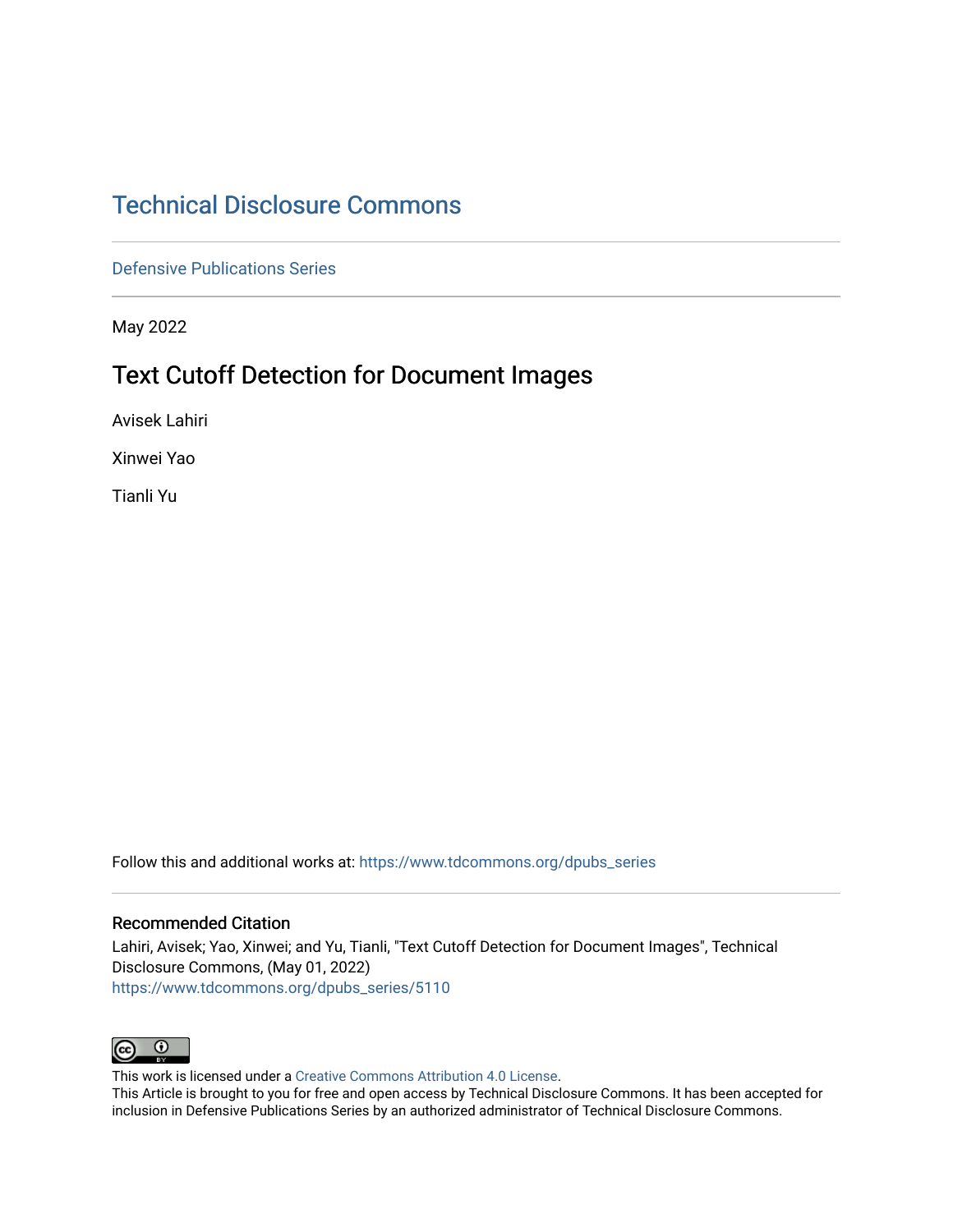# Technical Disclosure Commons

Defensive Publications Series

May 2022

## Text Cutoff Detection for Document Images

Avisek Lahiri

Xinwei Yao

Tianli Yu

Follow this and additional works at: https://www.tdcommons.org/dpubs_series

### Recommended Citation

Lahiri, Avisek; Yao, Xinwei; and Yu, Tianli, "Text Cutoff Detection for Document Images", Technical Disclosure Commons, (May 01, 2022)
https://www.tdcommons.org/dpubs_series/5110

This work is licensed under a Creative Commons Attribution 4.0 License.
This Article is brought to you for free and open access by Technical Disclosure Commons. It has been accepted for inclusion in Defensive Publications Series by an authorized administrator of Technical Disclosure Commons.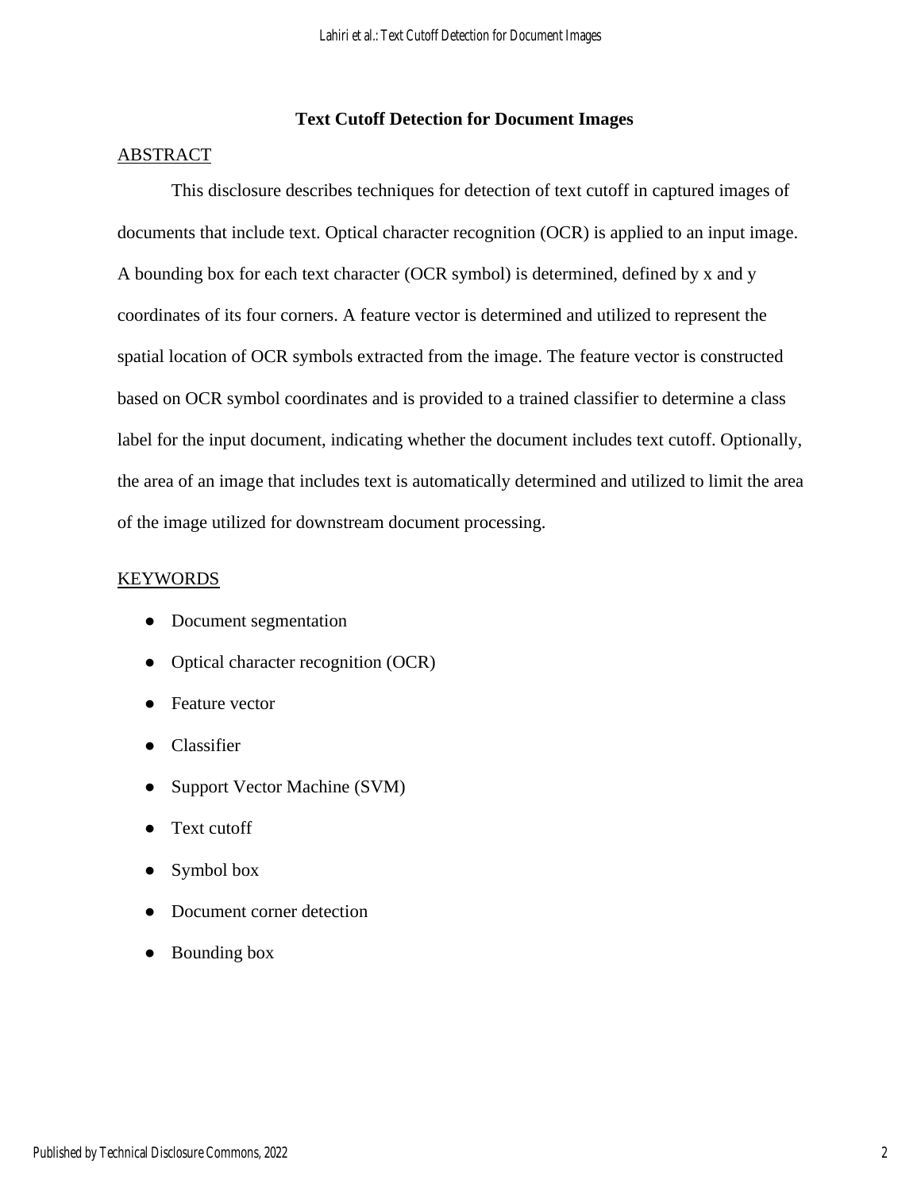# Text Cutoff Detection for Document Images

## ABSTRACT

This disclosure describes techniques for detection of text cutoff in captured images of documents that include text. Optical character recognition (OCR) is applied to an input image. A bounding box for each text character (OCR symbol) is determined, defined by x and y coordinates of its four corners. A feature vector is determined and utilized to represent the spatial location of OCR symbols extracted from the image. The feature vector is constructed based on OCR symbol coordinates and is provided to a trained classifier to determine a class label for the input document, indicating whether the document includes text cutoff. Optionally, the area of an image that includes text is automatically determined and utilized to limit the area of the image utilized for downstream document processing.

## KEYWORDS

- Document segmentation
- Optical character recognition (OCR)
- Feature vector
- Classifier
- Support Vector Machine (SVM)
- Text cutoff
- Symbol box
- Document corner detection
- Bounding box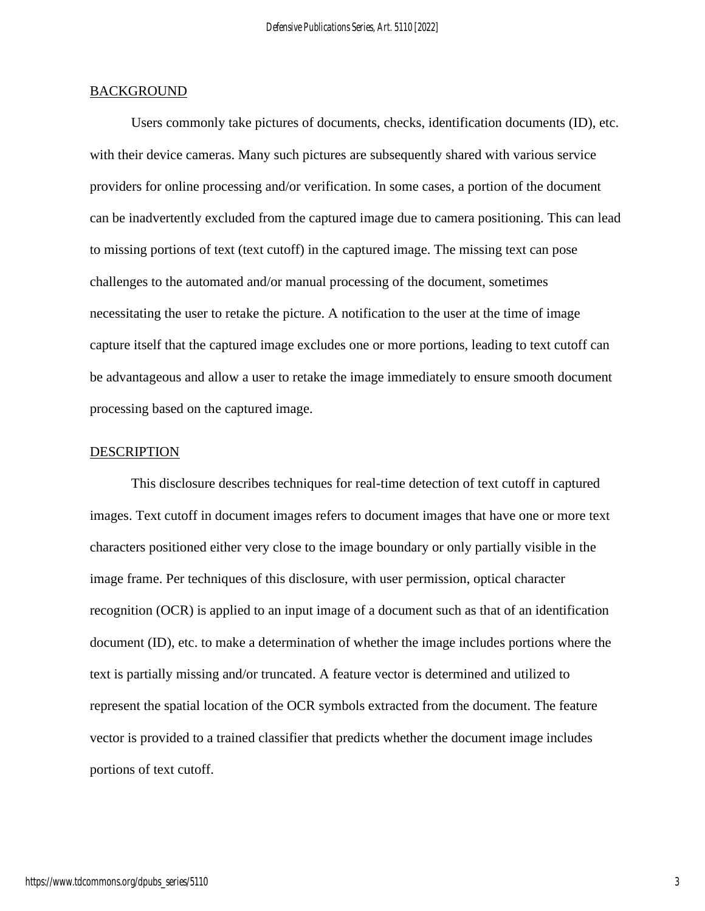## BACKGROUND

Users commonly take pictures of documents, checks, identification documents (ID), etc. with their device cameras. Many such pictures are subsequently shared with various service providers for online processing and/or verification. In some cases, a portion of the document can be inadvertently excluded from the captured image due to camera positioning. This can lead to missing portions of text (text cutoff) in the captured image. The missing text can pose challenges to the automated and/or manual processing of the document, sometimes necessitating the user to retake the picture. A notification to the user at the time of image capture itself that the captured image excludes one or more portions, leading to text cutoff can be advantageous and allow a user to retake the image immediately to ensure smooth document processing based on the captured image.

## DESCRIPTION

This disclosure describes techniques for real-time detection of text cutoff in captured images. Text cutoff in document images refers to document images that have one or more text characters positioned either very close to the image boundary or only partially visible in the image frame. Per techniques of this disclosure, with user permission, optical character recognition (OCR) is applied to an input image of a document such as that of an identification document (ID), etc. to make a determination of whether the image includes portions where the text is partially missing and/or truncated. A feature vector is determined and utilized to represent the spatial location of the OCR symbols extracted from the document. The feature vector is provided to a trained classifier that predicts whether the document image includes portions of text cutoff.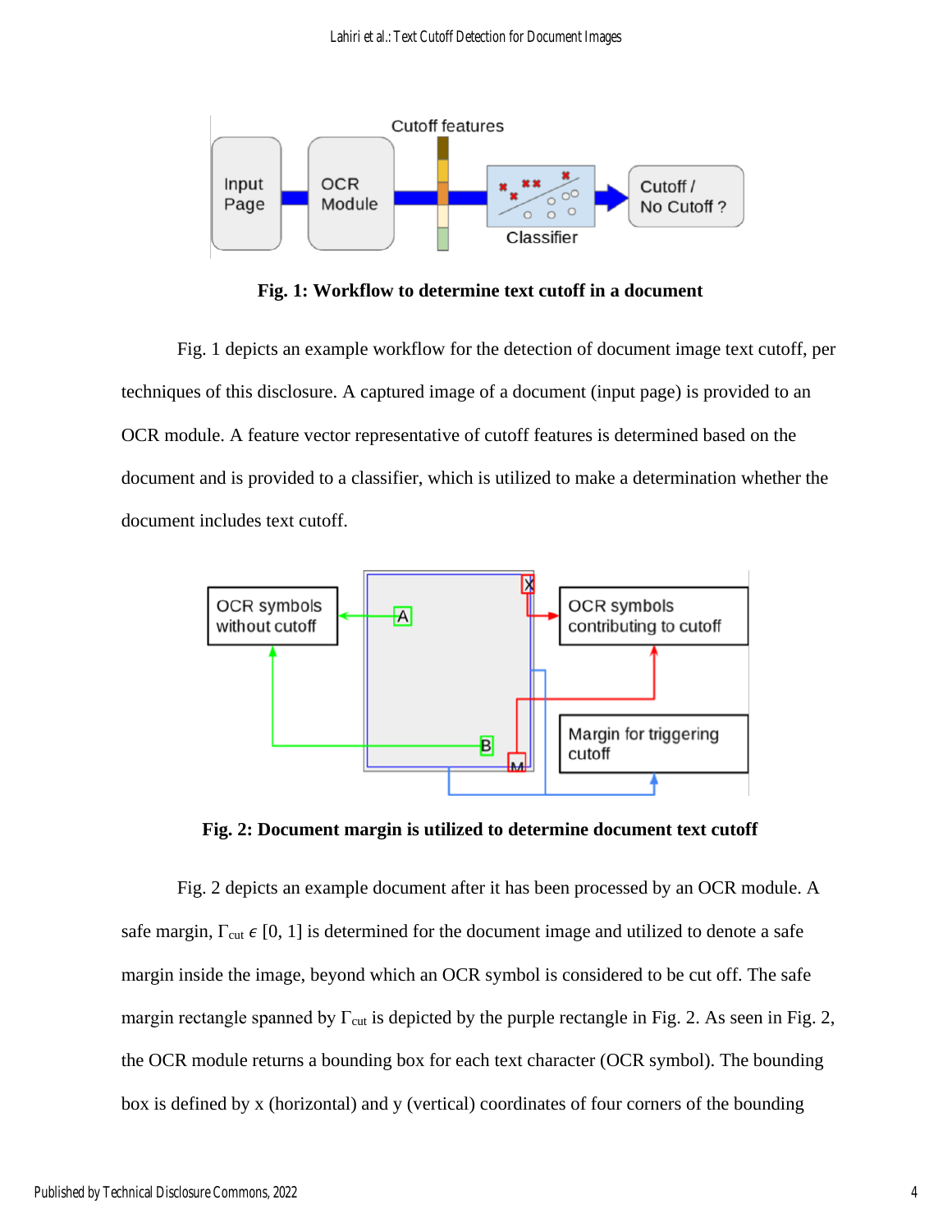**Fig. 1: Workflow to determine text cutoff in a document**

Fig. 1 depicts an example workflow for the detection of document image text cutoff, per techniques of this disclosure. A captured image of a document (input page) is provided to an OCR module. A feature vector representative of cutoff features is determined based on the document and is provided to a classifier, which is utilized to make a determination whether the document includes text cutoff.

**Fig. 2: Document margin is utilized to determine document text cutoff**

Fig. 2 depicts an example document after it has been processed by an OCR module. A safe margin, $\Gamma_{cut} \in [0, 1]$ is determined for the document image and utilized to denote a safe margin inside the image, beyond which an OCR symbol is considered to be cut off. The safe margin rectangle spanned by $\Gamma_{cut}$ is depicted by the purple rectangle in Fig. 2. As seen in Fig. 2, the OCR module returns a bounding box for each text character (OCR symbol). The bounding box is defined by x (horizontal) and y (vertical) coordinates of four corners of the bounding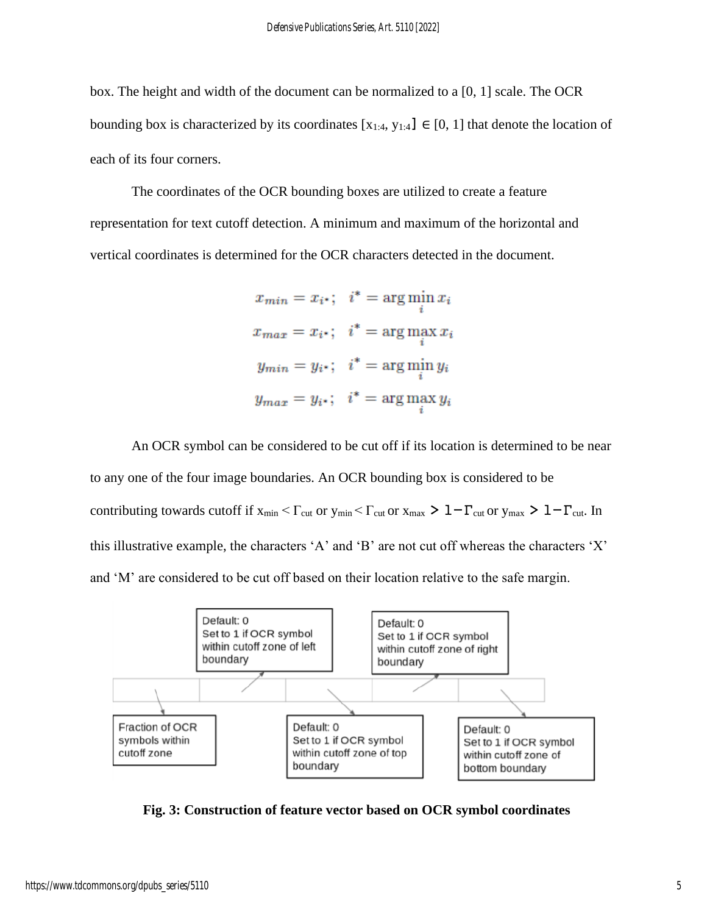box. The height and width of the document can be normalized to a [0, 1] scale. The OCR bounding box is characterized by its coordinates $[x_{1:4}, y_{1:4}] \in [0, 1]$ that denote the location of each of its four corners.

The coordinates of the OCR bounding boxes are utilized to create a feature representation for text cutoff detection. A minimum and maximum of the horizontal and vertical coordinates is determined for the OCR characters detected in the document.

$$x_{min} = x_{i^*}; \quad i^* = \arg\min_i x_i$$

$$x_{max} = x_{i^*}; \quad i^* = \arg\max_i x_i$$

$$y_{min} = y_{i^*}; \quad i^* = \arg\min_i y_i$$

$$y_{max} = y_{i^*}; \quad i^* = \arg\max_i y_i$$

An OCR symbol can be considered to be cut off if its location is determined to be near to any one of the four image boundaries. An OCR bounding box is considered to be contributing towards cutoff if $x_{min} < \Gamma_{cut}$ or $y_{min} < \Gamma_{cut}$ or $x_{max} > 1 - \Gamma_{cut}$ or $y_{max} > 1 - \Gamma_{cut}$. In this illustrative example, the characters 'A' and 'B' are not cut off whereas the characters 'X' and 'M' are considered to be cut off based on their location relative to the safe margin.

Fraction of OCR symbols within cutoff zone

Default: 0
Set to 1 if OCR symbol within cutoff zone of left boundary

Default: 0
Set to 1 if OCR symbol within cutoff zone of top boundary

Default: 0
Set to 1 if OCR symbol within cutoff zone of right boundary

Default: 0
Set to 1 if OCR symbol within cutoff zone of bottom boundary

**Fig. 3: Construction of feature vector based on OCR symbol coordinates**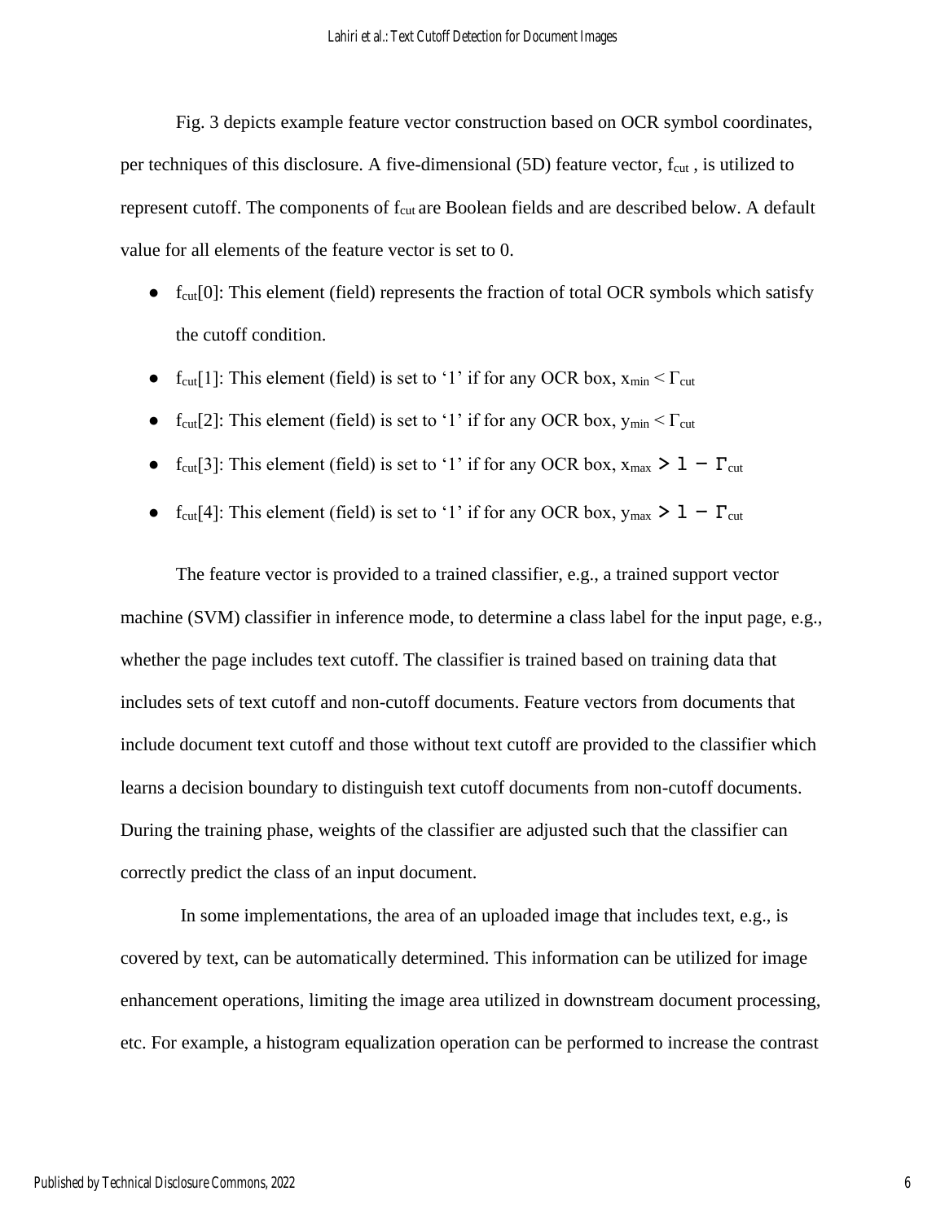Fig. 3 depicts example feature vector construction based on OCR symbol coordinates, per techniques of this disclosure. A five-dimensional (5D) feature vector, $f_{cut}$ , is utilized to represent cutoff. The components of $f_{cut}$ are Boolean fields and are described below. A default value for all elements of the feature vector is set to 0.

- $f_{cut}[0]$: This element (field) represents the fraction of total OCR symbols which satisfy the cutoff condition.
- $f_{cut}[1]$: This element (field) is set to '1' if for any OCR box, $x_{min} < \Gamma_{cut}$
- $f_{cut}[2]$: This element (field) is set to '1' if for any OCR box, $y_{min} < \Gamma_{cut}$
- $f_{cut}[3]$: This element (field) is set to '1' if for any OCR box, $x_{max} > 1 - \Gamma_{cut}$
- $f_{cut}[4]$: This element (field) is set to '1' if for any OCR box, $y_{max} > 1 - \Gamma_{cut}$

The feature vector is provided to a trained classifier, e.g., a trained support vector machine (SVM) classifier in inference mode, to determine a class label for the input page, e.g., whether the page includes text cutoff. The classifier is trained based on training data that includes sets of text cutoff and non-cutoff documents. Feature vectors from documents that include document text cutoff and those without text cutoff are provided to the classifier which learns a decision boundary to distinguish text cutoff documents from non-cutoff documents. During the training phase, weights of the classifier are adjusted such that the classifier can correctly predict the class of an input document.

In some implementations, the area of an uploaded image that includes text, e.g., is covered by text, can be automatically determined. This information can be utilized for image enhancement operations, limiting the image area utilized in downstream document processing, etc. For example, a histogram equalization operation can be performed to increase the contrast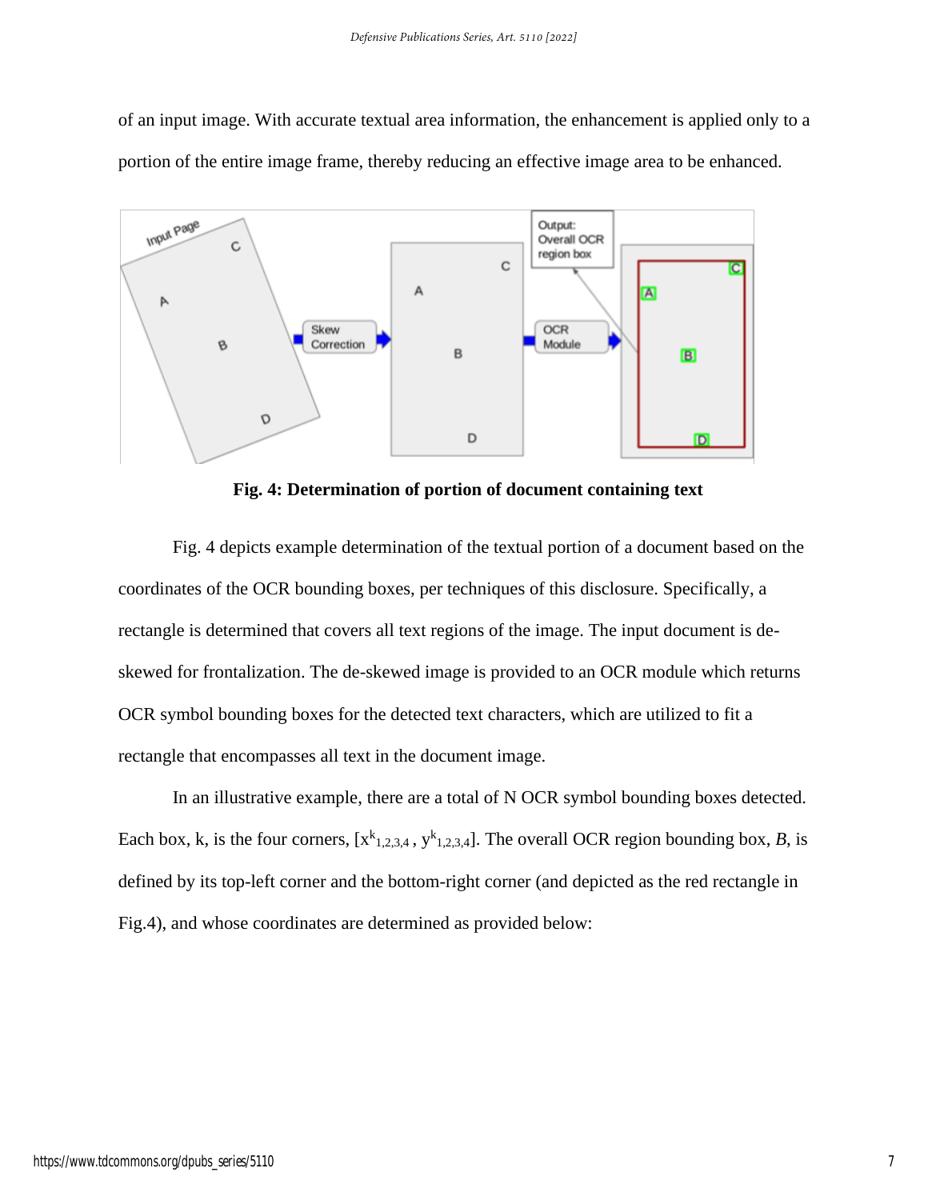of an input image. With accurate textual area information, the enhancement is applied only to a portion of the entire image frame, thereby reducing an effective image area to be enhanced.

**Fig. 4: Determination of portion of document containing text**

Fig. 4 depicts example determination of the textual portion of a document based on the coordinates of the OCR bounding boxes, per techniques of this disclosure. Specifically, a rectangle is determined that covers all text regions of the image. The input document is de-skewed for frontalization. The de-skewed image is provided to an OCR module which returns OCR symbol bounding boxes for the detected text characters, which are utilized to fit a rectangle that encompasses all text in the document image.

In an illustrative example, there are a total of N OCR symbol bounding boxes detected. Each box, k, is the four corners, $[x^k_{1,2,3,4}, y^k_{1,2,3,4}]$. The overall OCR region bounding box, *B*, is defined by its top-left corner and the bottom-right corner (and depicted as the red rectangle in Fig.4), and whose coordinates are determined as provided below: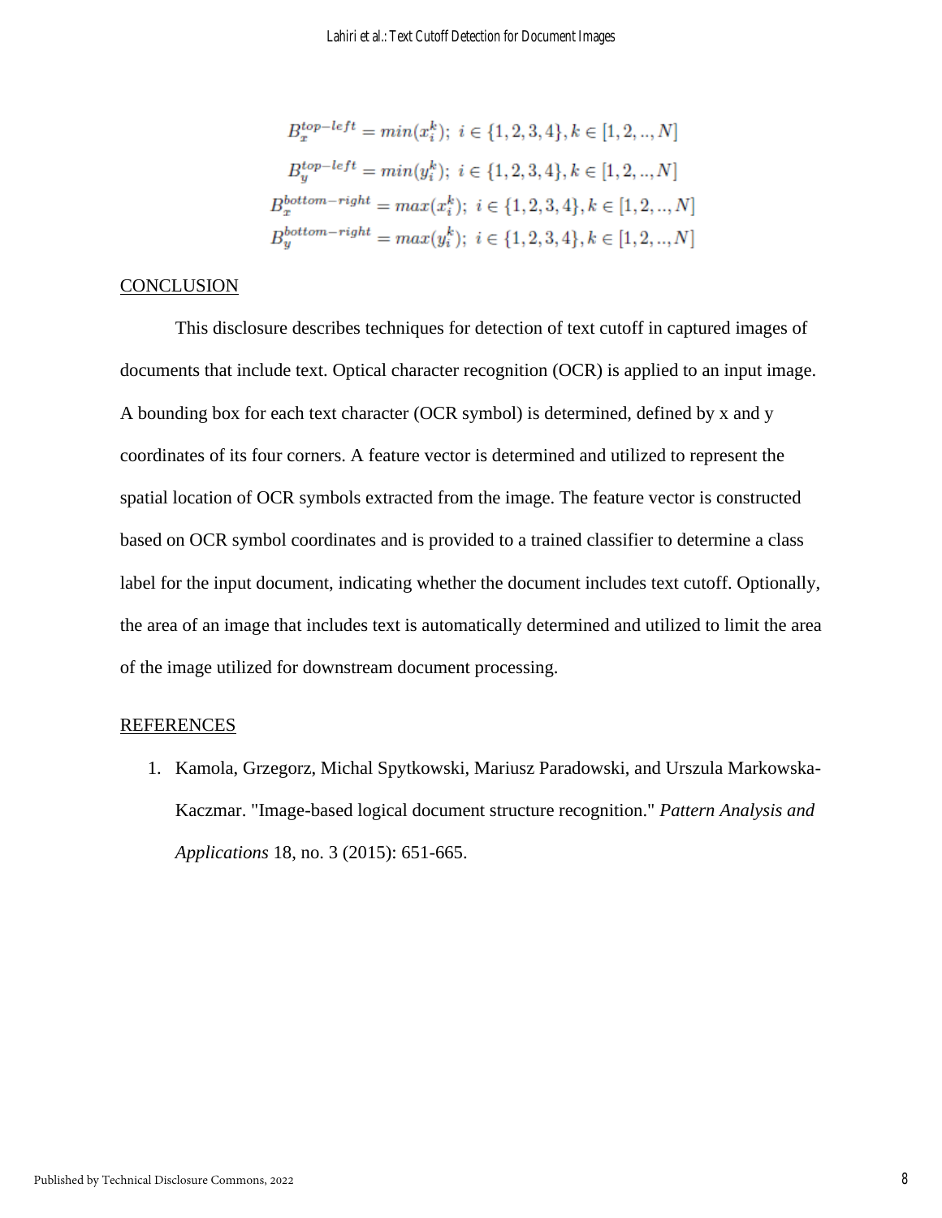$$B_x^{top-left} = min(x_i^k);\ i \in \{1,2,3,4\}, k \in [1,2,..,N]$$
$$B_y^{top-left} = min(y_i^k);\ i \in \{1,2,3,4\}, k \in [1,2,..,N]$$
$$B_x^{bottom-right} = max(x_i^k);\ i \in \{1,2,3,4\}, k \in [1,2,..,N]$$
$$B_y^{bottom-right} = max(y_i^k);\ i \in \{1,2,3,4\}, k \in [1,2,..,N]$$

## CONCLUSION

This disclosure describes techniques for detection of text cutoff in captured images of documents that include text. Optical character recognition (OCR) is applied to an input image. A bounding box for each text character (OCR symbol) is determined, defined by x and y coordinates of its four corners. A feature vector is determined and utilized to represent the spatial location of OCR symbols extracted from the image. The feature vector is constructed based on OCR symbol coordinates and is provided to a trained classifier to determine a class label for the input document, indicating whether the document includes text cutoff. Optionally, the area of an image that includes text is automatically determined and utilized to limit the area of the image utilized for downstream document processing.

## REFERENCES

1. Kamola, Grzegorz, Michal Spytkowski, Mariusz Paradowski, and Urszula Markowska-Kaczmar. "Image-based logical document structure recognition." *Pattern Analysis and Applications* 18, no. 3 (2015): 651-665.